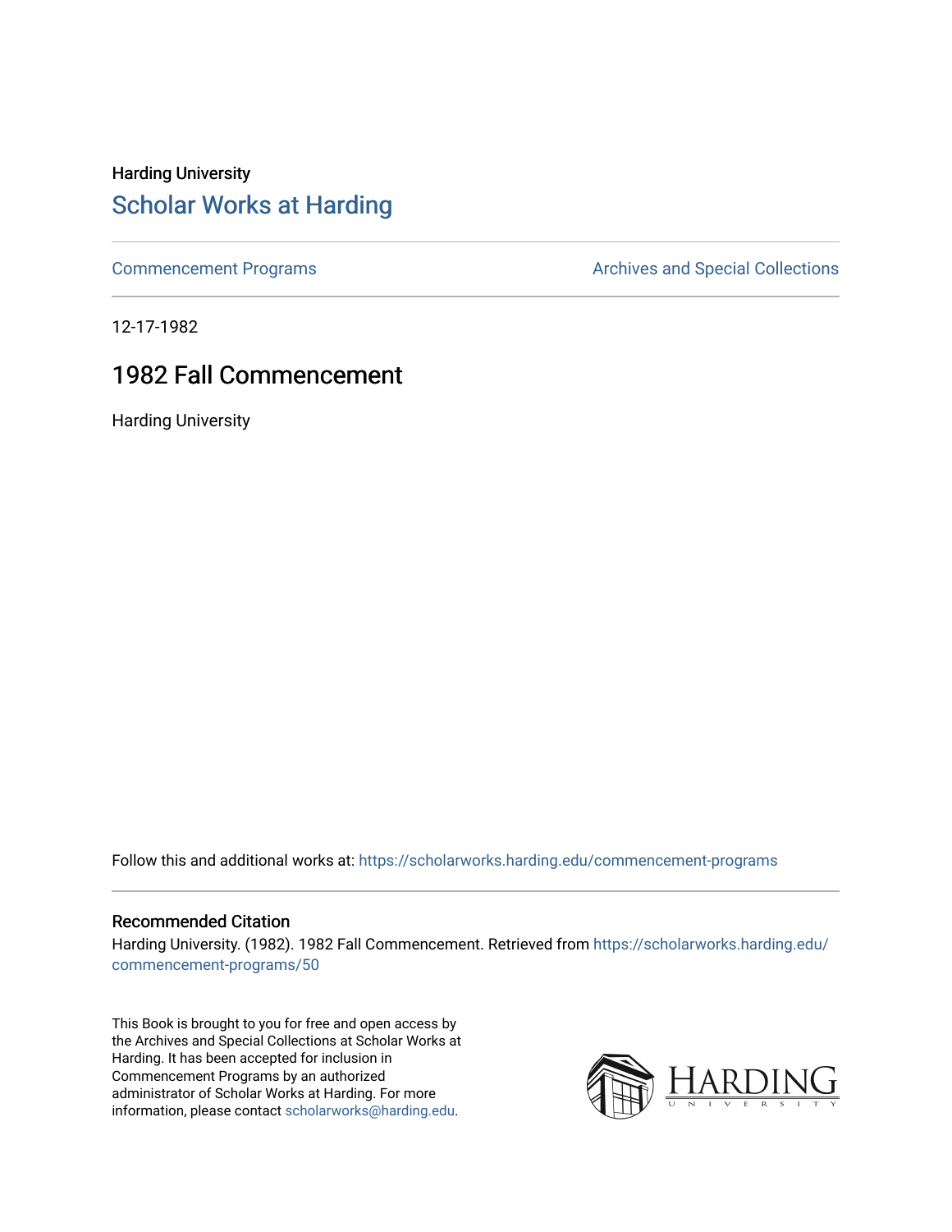Harding University

# Scholar Works at Harding

Commencement Programs Archives and Special Collections

12-17-1982

## 1982 Fall Commencement

Harding University

Follow this and additional works at: https://scholarworks.harding.edu/commencement-programs

### Recommended Citation

Harding University. (1982). 1982 Fall Commencement. Retrieved from https://scholarworks.harding.edu/commencement-programs/50

This Book is brought to you for free and open access by the Archives and Special Collections at Scholar Works at Harding. It has been accepted for inclusion in Commencement Programs by an authorized administrator of Scholar Works at Harding. For more information, please contact scholarworks@harding.edu.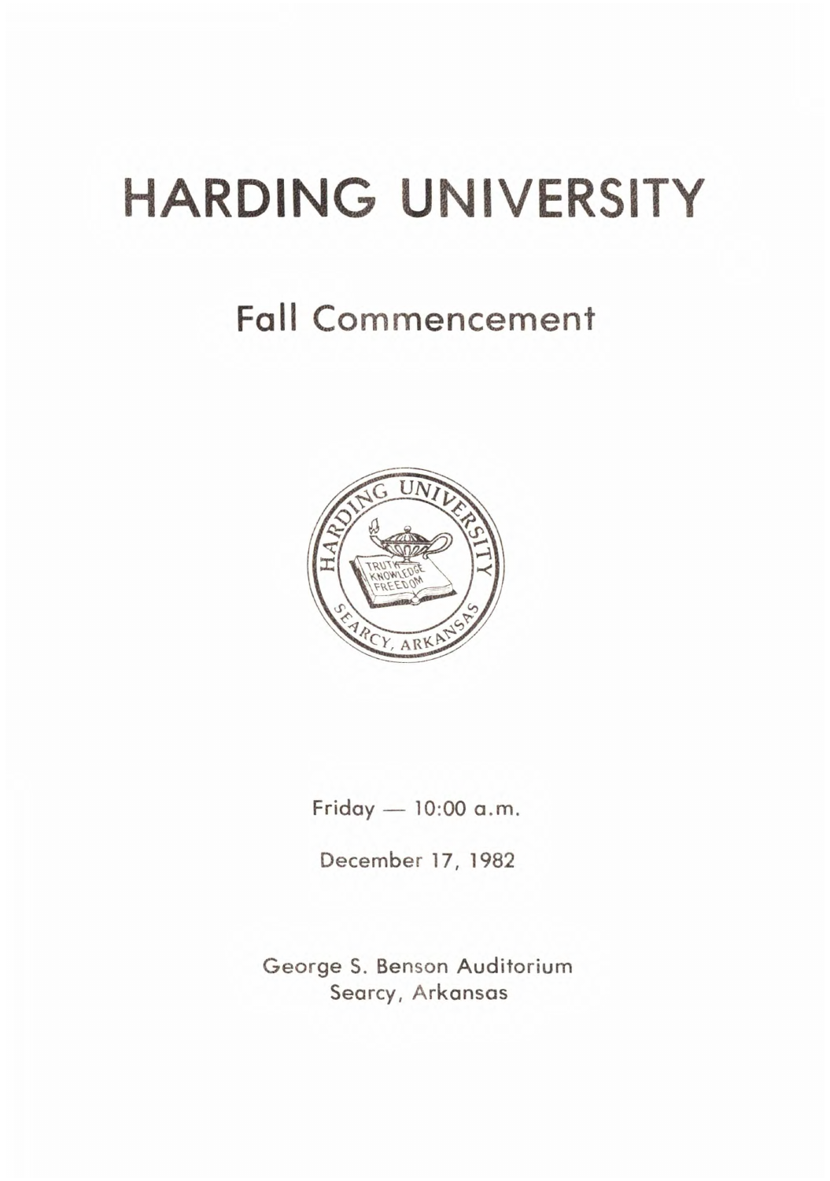# HARDING UNIVERSITY

## Fall Commencement

Friday — 10:00 a.m.

December 17, 1982

George S. Benson Auditorium
Searcy, Arkansas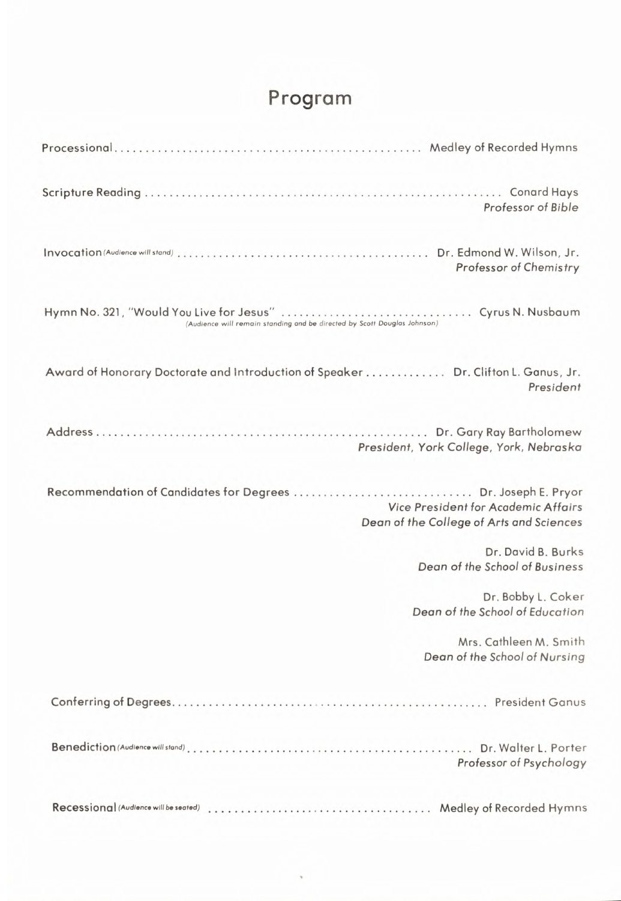# Program

Processional .................................................. Medley of Recorded Hymns

Scripture Reading .................................................. Conard Hays
*Professor of Bible*

Invocation *(Audience will stand)* .................................................. Dr. Edmond W. Wilson, Jr.
*Professor of Chemistry*

Hymn No. 321, "Would You Live for Jesus" .................................................. Cyrus N. Nusbaum
*(Audience will remain standing and be directed by Scott Douglas Johnson)*

Award of Honorary Doctorate and Introduction of Speaker .............. Dr. Clifton L. Ganus, Jr.
*President*

Address .................................................. Dr. Gary Ray Bartholomew
*President, York College, York, Nebraska*

Recommendation of Candidates for Degrees .............................. Dr. Joseph E. Pryor
*Vice President for Academic Affairs*
*Dean of the College of Arts and Sciences*

Dr. David B. Burks
*Dean of the School of Business*

Dr. Bobby L. Coker
*Dean of the School of Education*

Mrs. Cathleen M. Smith
*Dean of the School of Nursing*

Conferring of Degrees .................................................. President Ganus

Benediction *(Audience will stand)* .................................................. Dr. Walter L. Porter
*Professor of Psychology*

Recessional *(Audience will be seated)* .................................................. Medley of Recorded Hymns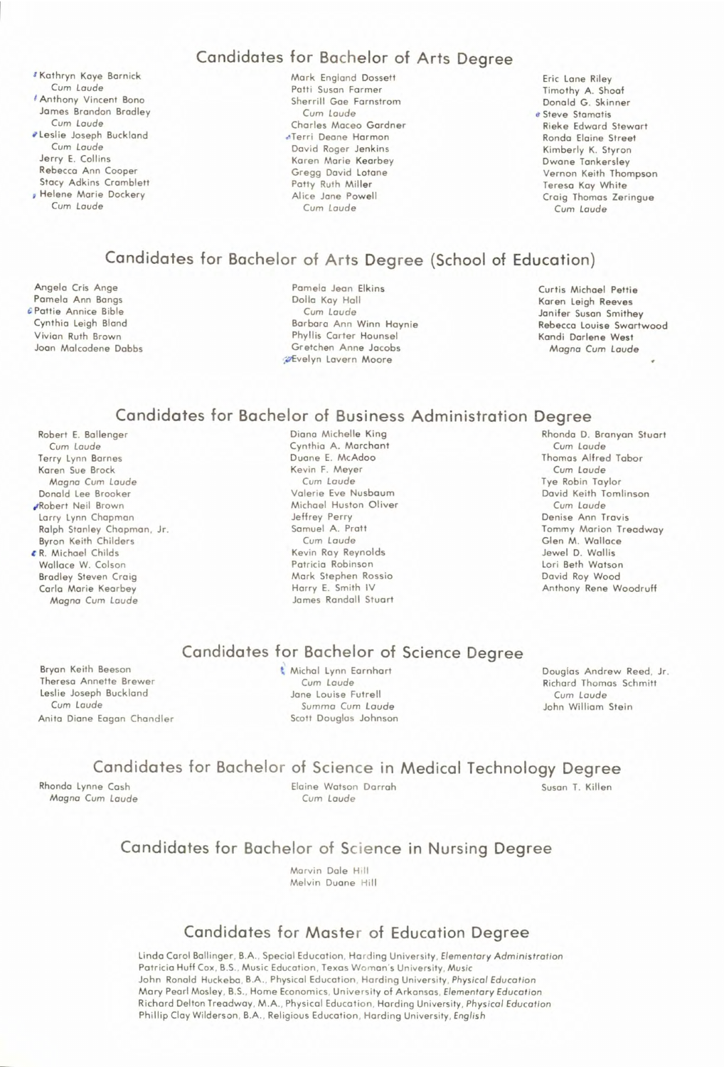## Candidates for Bachelor of Arts Degree

Kathryn Kaye Barnick
*Cum Laude*
Anthony Vincent Bono
James Brandon Bradley
*Cum Laude*
Leslie Joseph Buckland
*Cum Laude*
Jerry E. Collins
Rebecca Ann Cooper
Stacy Adkins Cramblett
Helene Marie Dockery
*Cum Laude*
Mark England Dossett
Patti Susan Farmer
Sherrill Gae Farnstrom
*Cum Laude*
Charles Maceo Gardner
Terri Deane Harmon
David Roger Jenkins
Karen Marie Kearbey
Gregg David Lotane
Patty Ruth Miller
Alice Jane Powell
*Cum Laude*
Eric Lane Riley
Timothy A. Shoaf
Donald G. Skinner
Steve Stamatis
Rieke Edward Stewart
Ronda Elaine Street
Kimberly K. Styron
Dwane Tankersley
Vernon Keith Thompson
Teresa Kay White
Craig Thomas Zeringue
*Cum Laude*

## Candidates for Bachelor of Arts Degree (School of Education)

Angela Cris Ange
Pamela Ann Bangs
Pattie Annice Bible
Cynthia Leigh Bland
Vivian Ruth Brown
Joan Malcodene Dabbs
Pamela Jean Elkins
Dolla Kay Hall
*Cum Laude*
Barbara Ann Winn Haynie
Phyllis Carter Hounsel
Gretchen Anne Jacobs
Evelyn Lavern Moore
Curtis Michael Pettie
Karen Leigh Reeves
Janifer Susan Smithey
Rebecca Louise Swartwood
Kandi Darlene West
*Magna Cum Laude*

## Candidates for Bachelor of Business Administration Degree

Robert E. Ballenger
*Cum Laude*
Terry Lynn Barnes
Karen Sue Brock
*Magna Cum Laude*
Donald Lee Brooker
Robert Neil Brown
Larry Lynn Chapman
Ralph Stanley Chapman, Jr.
Byron Keith Childers
R. Michael Childs
Wallace W. Colson
Bradley Steven Craig
Carla Marie Kearbey
*Magna Cum Laude*
Diana Michelle King
Cynthia A. Marchant
Duane E. McAdoo
Kevin F. Meyer
*Cum Laude*
Valerie Eve Nusbaum
Michael Huston Oliver
Jeffrey Perry
Samuel A. Pratt
*Cum Laude*
Kevin Ray Reynolds
Patricia Robinson
Mark Stephen Rossio
Harry E. Smith IV
James Randall Stuart
Rhonda D. Branyan Stuart
*Cum Laude*
Thomas Alfred Tabor
*Cum Laude*
Tye Robin Taylor
David Keith Tomlinson
*Cum Laude*
Denise Ann Travis
Tommy Marion Treadway
Glen M. Wallace
Jewel D. Wallis
Lori Beth Watson
David Roy Wood
Anthony Rene Woodruff

## Candidates for Bachelor of Science Degree

Bryan Keith Beeson
Theresa Annette Brewer
Leslie Joseph Buckland
*Cum Laude*
Anita Diane Eagan Chandler
Michal Lynn Earnhart
*Cum Laude*
Jane Louise Futrell
*Summa Cum Laude*
Scott Douglas Johnson
Douglas Andrew Reed, Jr.
Richard Thomas Schmitt
*Cum Laude*
John William Stein

## Candidates for Bachelor of Science in Medical Technology Degree

Rhonda Lynne Cash
*Magna Cum Laude*
Elaine Watson Darrah
*Cum Laude*
Susan T. Killen

## Candidates for Bachelor of Science in Nursing Degree

Marvin Dale Hill
Melvin Duane Hill

## Candidates for Master of Education Degree

Linda Carol Ballinger, B.A., Special Education, Harding University, *Elementary Administration*
Patricia Huff Cox, B.S., Music Education, Texas Woman's University, *Music*
John Ronald Huckeba, B.A., Physical Education, Harding University, *Physical Education*
Mary Pearl Mosley, B.S., Home Economics, University of Arkansas, *Elementary Education*
Richard Delton Treadway, M.A., Physical Education, Harding University, *Physical Education*
Phillip Clay Wilderson, B.A., Religious Education, Harding University, *English*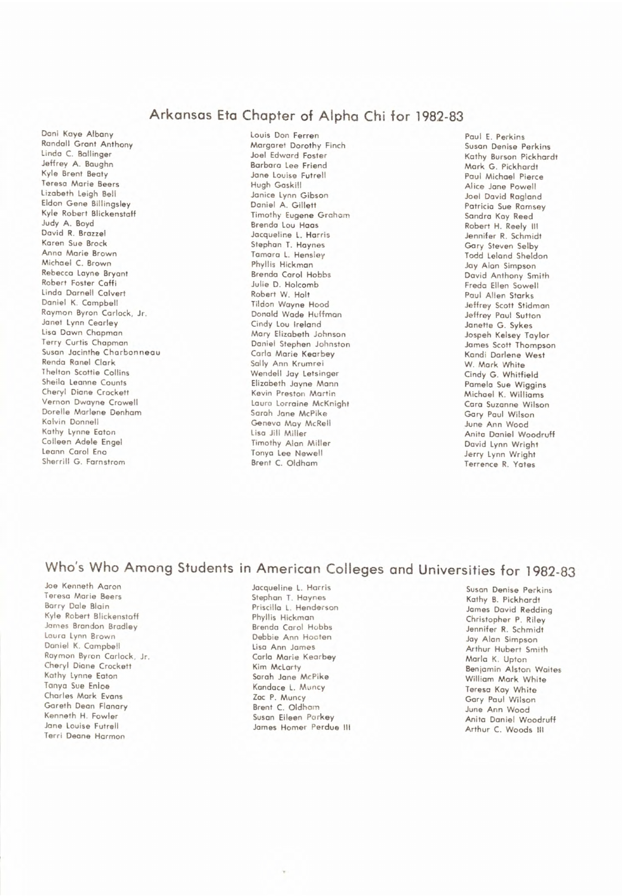## Arkansas Eta Chapter of Alpha Chi for 1982-83

Dani Kaye Albany
Randall Grant Anthony
Linda C. Ballinger
Jeffrey A. Baughn
Kyle Brent Beaty
Teresa Marie Beers
Lizabeth Leigh Bell
Eldon Gene Billingsley
Kyle Robert Blickenstaff
Judy A. Boyd
David R. Brazzel
Karen Sue Brock
Anna Marie Brown
Michael C. Brown
Rebecca Layne Bryant
Robert Foster Caffi
Linda Darnell Calvert
Daniel K. Campbell
Raymon Byron Carlock, Jr.
Janet Lynn Cearley
Lisa Dawn Chapman
Terry Curtis Chapman
Susan Jacinthe Charbonneau
Renda Ranel Clark
Thelton Scottie Collins
Sheila Leanne Counts
Cheryl Diane Crockett
Vernon Dwayne Crowell
Dorelle Marlene Denham
Kalvin Donnell
Kathy Lynne Eaton
Colleen Adele Engel
Leann Carol Eno
Sherrill G. Farnstrom
Louis Don Ferren
Margaret Dorothy Finch
Joel Edward Foster
Barbara Lee Friend
Jane Louise Futrell
Hugh Gaskill
Janice Lynn Gibson
Daniel A. Gillett
Timothy Eugene Graham
Brenda Lou Haas
Jacqueline L. Harris
Stephan T. Haynes
Tamara L. Hensley
Phyllis Hickman
Brenda Carol Hobbs
Julie D. Holcomb
Robert W. Holt
Tildon Wayne Hood
Donald Wade Huffman
Cindy Lou Ireland
Mary Elizabeth Johnson
Daniel Stephen Johnston
Carla Marie Kearbey
Sally Ann Krumrei
Wendell Jay Letsinger
Elizabeth Jayne Mann
Kevin Preston Martin
Laura Lorraine McKnight
Sarah Jane McPike
Geneva May McRell
Lisa Jill Miller
Timothy Alan Miller
Tonya Lee Newell
Brent C. Oldham
Paul E. Perkins
Susan Denise Perkins
Kathy Burson Pickhardt
Mark G. Pickhardt
Paul Michael Pierce
Alice Jane Powell
Joel David Ragland
Patricia Sue Ramsey
Sandra Kay Reed
Robert H. Reely III
Jennifer R. Schmidt
Gary Steven Selby
Todd Leland Sheldon
Jay Alan Simpson
David Anthony Smith
Freda Ellen Sowell
Paul Allen Starks
Jeffrey Scott Stidman
Jeffrey Paul Sutton
Janette G. Sykes
Jospeh Kelsey Taylor
James Scott Thompson
Kandi Darlene West
W. Mark White
Cindy G. Whitfield
Pamela Sue Wiggins
Michael K. Williams
Cara Suzanne Wilson
Gary Paul Wilson
June Ann Wood
Anita Daniel Woodruff
David Lynn Wright
Jerry Lynn Wright
Terrence R. Yates

## Who's Who Among Students in American Colleges and Universities for 1982-83

Joe Kenneth Aaron
Teresa Marie Beers
Barry Dale Blain
Kyle Robert Blickenstaff
James Brandon Bradley
Laura Lynn Brown
Daniel K. Campbell
Raymon Byron Carlock, Jr.
Cheryl Diane Crockett
Kathy Lynne Eaton
Tanya Sue Enloe
Charles Mark Evans
Gareth Dean Flanary
Kenneth H. Fowler
Jane Louise Futrell
Terri Deane Harmon
Jacqueline L. Harris
Stephan T. Haynes
Priscilla L. Henderson
Phyllis Hickman
Brenda Carol Hobbs
Debbie Ann Hooten
Lisa Ann James
Carla Marie Kearbey
Kim McLarty
Sarah Jane McPike
Kandace L. Muncy
Zac P. Muncy
Brent C. Oldham
Susan Eileen Parkey
James Homer Perdue III
Susan Denise Perkins
Kathy B. Pickhardt
James David Redding
Christopher P. Riley
Jennifer R. Schmidt
Jay Alan Simpson
Arthur Hubert Smith
Marla K. Upton
Benjamin Alston Waites
William Mark White
Teresa Kay White
Gary Paul Wilson
June Ann Wood
Anita Daniel Woodruff
Arthur C. Woods III